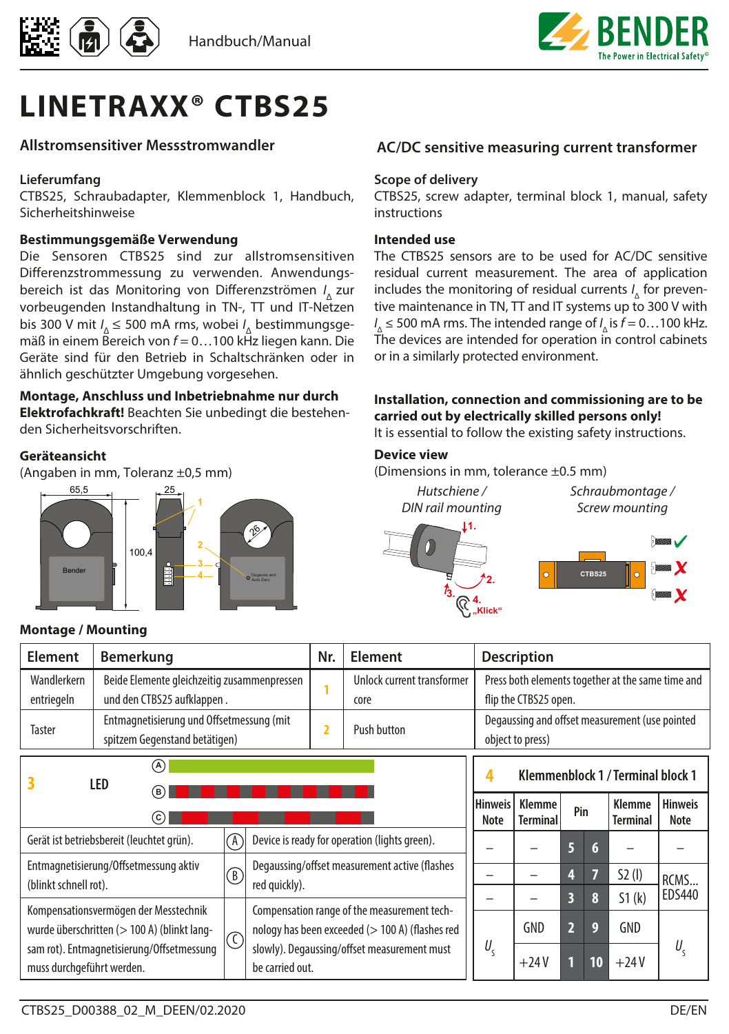Handbuch/Manual

# LINETRAXX® CTBS25

## Allstromsensitiver Messstromwandler

### Lieferumfang

CTBS25, Schraubadapter, Klemmenblock 1, Handbuch, Sicherheitshinweise

### Bestimmungsgemäße Verwendung

Die Sensoren CTBS25 sind zur allstromsensitiven Differenzstrommessung zu verwenden. Anwendungsbereich ist das Monitoring von Differenzströmen $I_\Delta$ zur vorbeugenden Instandhaltung in TN-, TT und IT-Netzen bis 300 V mit $I_\Delta \leq 500$ mA rms, wobei $I_\Delta$ bestimmungsgemäß in einem Bereich von $f = 0 \ldots 100$ kHz liegen kann. Die Geräte sind für den Betrieb in Schaltschränken oder in ähnlich geschützter Umgebung vorgesehen.

**Montage, Anschluss und Inbetriebnahme nur durch Elektrofachkraft!** Beachten Sie unbedingt die bestehenden Sicherheitsvorschriften.

### Geräteansicht

(Angaben in mm, Toleranz ±0,5 mm)

## AC/DC sensitive measuring current transformer

### Scope of delivery

CTBS25, screw adapter, terminal block 1, manual, safety instructions

### Intended use

The CTBS25 sensors are to be used for AC/DC sensitive residual current measurement. The area of application includes the monitoring of residual currents $I_\Delta$ for preventive maintenance in TN, TT and IT systems up to 300 V with $I_\Delta \leq 500$ mA rms. The intended range of $I_\Delta$ is $f = 0 \ldots 100$ kHz. The devices are intended for operation in control cabinets or in a similarly protected environment.

**Installation, connection and commissioning are to be carried out by electrically skilled persons only!**
It is essential to follow the existing safety instructions.

### Device view

(Dimensions in mm, tolerance ±0.5 mm)

65,5 | 25 | 100,4 | 26 | Bender | Degauss and Auto Zero | 1 | 2 | 3 | 4

*Hutschiene / DIN rail mounting* — 1. | 2. | 3. | 4. „Klick"

*Schraubmontage / Screw mounting* — CTBS25

### Montage / Mounting

| Element | Bemerkung | Nr. | Element | Description |
|---|---|---|---|---|
| Wandlerkern entriegeln | Beide Elemente gleichzeitig zusammenpressen und den CTBS25 aufklappen . | 1 | Unlock current transformer core | Press both elements together at the same time and flip the CTBS25 open. |
| Taster | Entmagnetisierung und Offsetmessung (mit spitzem Gegenstand betätigen) | 2 | Push button | Degaussing and offset measurement (use pointed object to press) |

| 3 LED | | |
|---|---|---|
| Gerät ist betriebsbereit (leuchtet grün). | A | Device is ready for operation (lights green). |
| Entmagnetisierung/Offsetmessung aktiv (blinkt schnell rot). | B | Degaussing/offset measurement active (flashes red quickly). |
| Kompensationsvermögen der Messtechnik wurde überschritten (> 100 A) (blinkt langsam rot). Entmagnetisierung/Offsetmessung muss durchgeführt werden. | C | Compensation range of the measurement technology has been exceeded (> 100 A) (flashes red slowly). Degaussing/offset measurement must be carried out. |

| 4 Klemmenblock 1 / Terminal block 1 | | | | | |
|---|---|---|---|---|---|
| Hinweis Note | Klemme Terminal | Pin | Pin | Klemme Terminal | Hinweis Note |
| – | – | 5 | 6 | – | – |
| – | – | 4 | 7 | S2 (l) | RCMS... EDS440 |
| – | – | 3 | 8 | S1 (k) | RCMS... EDS440 |
| $U_s$ | GND | 2 | 9 | GND | $U_s$ |
| $U_s$ | +24 V | 1 | 10 | +24 V | $U_s$ |

CTBS25_D00388_02_M_DEEN/02.2020 DE/EN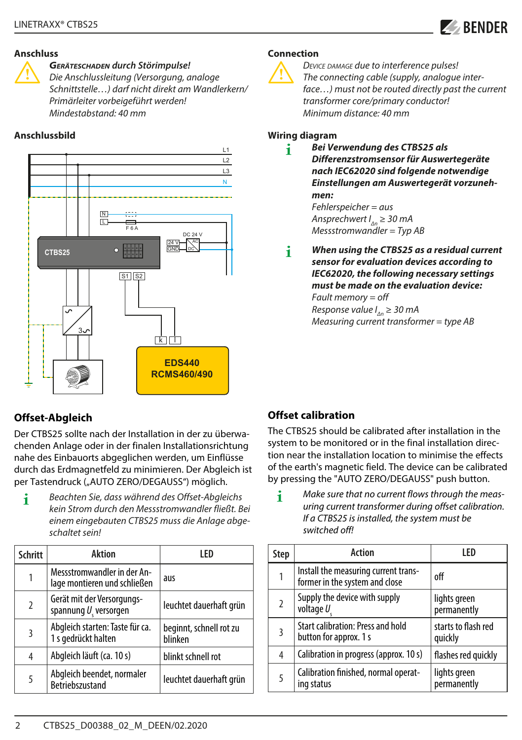## Anschluss

**Gerätes chaden durch Störimpulse!**
*Die Anschlussleitung (Versorgung, analoge Schnittstelle…) darf nicht direkt am Wandlerkern/ Primärleiter vorbeigeführt werden! Mindestabstand: 40 mm*

## Anschlussbild

L1
L2
L3
N
N
L
F 6 A
DC 24 V
24 V
GND
AC
DC
CTBS25
S1
S2
k
l
EDS440
RCMS460/490

## Offset-Abgleich

Der CTBS25 sollte nach der Installation in der zu überwachenden Anlage oder in der finalen Installationsrichtung nahe des Einbauorts abgeglichen werden, um Einflüsse durch das Erdmagnetfeld zu minimieren. Der Abgleich ist per Tastendruck („AUTO ZERO/DEGAUSS“) möglich.

*Beachten Sie, dass während des Offset-Abgleichs kein Strom durch den Messstromwandler fließt. Bei einem eingebauten CTBS25 muss die Anlage abgeschaltet sein!*

| Schritt | Aktion | LED |
|---|---|---|
| 1 | Messstromwandler in der Anlage montieren und schließen | aus |
| 2 | Gerät mit der Versorgungsspannung $U_s$ versorgen | leuchtet dauerhaft grün |
| 3 | Abgleich starten: Taste für ca. 1 s gedrückt halten | beginnt, schnell rot zu blinken |
| 4 | Abgleich läuft (ca. 10 s) | blinkt schnell rot |
| 5 | Abgleich beendet, normaler Betriebszustand | leuchtet dauerhaft grün |

## Connection

**Device damage due to interference pulses!**
*The connecting cable (supply, analogue interface…) must not be routed directly past the current transformer core/primary conductor! Minimum distance: 40 mm*

## Wiring diagram

***Bei Verwendung des CTBS25 als Differenzstromsensor für Auswertegeräte nach IEC62020 sind folgende notwendige Einstellungen am Auswertegerät vorzunehmen:***
*Fehlerspeicher = aus*
*Ansprechwert $I_{\Delta n}$ ≥ 30 mA*
*Messstromwandler = Typ AB*

***When using the CTBS25 as a residual current sensor for evaluation devices according to IEC62020, the following necessary settings must be made on the evaluation device:***
*Fault memory = off*
*Response value $I_{\Delta n}$ ≥ 30 mA*
*Measuring current transformer = type AB*

## Offset calibration

The CTBS25 should be calibrated after installation in the system to be monitored or in the final installation direction near the installation location to minimise the effects of the earth's magnetic field. The device can be calibrated by pressing the "AUTO ZERO/DEGAUSS" push button.

*Make sure that no current flows through the measuring current transformer during offset calibration. If a CTBS25 is installed, the system must be switched off!*

| Step | Action | LED |
|---|---|---|
| 1 | Install the measuring current transformer in the system and close | off |
| 2 | Supply the device with supply voltage $U_s$ | lights green permanently |
| 3 | Start calibration: Press and hold button for approx. 1 s | starts to flash red quickly |
| 4 | Calibration in progress (approx. 10 s) | flashes red quickly |
| 5 | Calibration finished, normal operating status | lights green permanently |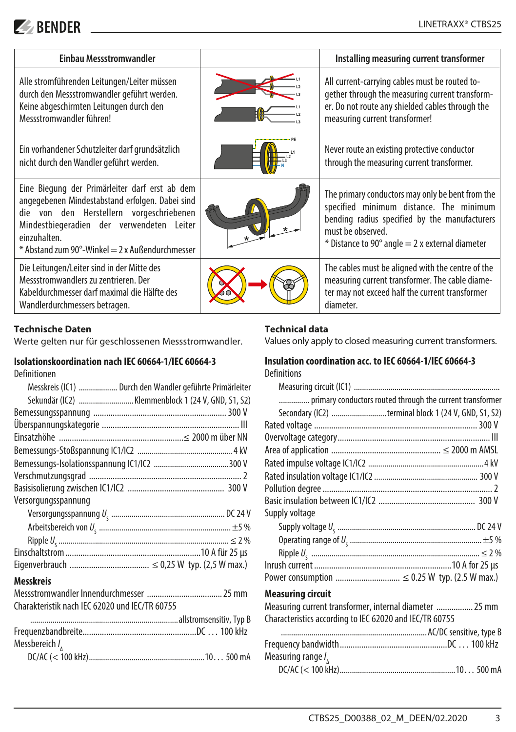| Einbau Messstromwandler | | Installing measuring current transformer |
|---|---|---|
| Alle stromführenden Leitungen/Leiter müssen durch den Messstromwandler geführt werden. Keine abgeschirmten Leitungen durch den Messstromwandler führen! | | All current-carrying cables must be routed together through the measuring current transformer. Do not route any shielded cables through the measuring current transformer! |
| Ein vorhandener Schutzleiter darf grundsätzlich nicht durch den Wandler geführt werden. | | Never route an existing protective conductor through the measuring current transformer. |
| Eine Biegung der Primärleiter darf erst ab dem angegebenen Mindestabstand erfolgen. Dabei sind die von den Herstellern vorgeschriebenen Mindestbiegeradien der verwendeten Leiter einzuhalten.<br>* Abstand zum 90°-Winkel = 2 x Außendurchmesser | | The primary conductors may only be bent from the specified minimum distance. The minimum bending radius specified by the manufacturers must be observed.<br>* Distance to 90° angle = 2 x external diameter |
| Die Leitungen/Leiter sind in der Mitte des Messstromwandlers zu zentrieren. Der Kabeldurchmesser darf maximal die Hälfte des Wandlerdurchmessers betragen. | | The cables must be aligned with the centre of the measuring current transformer. The cable diameter may not exceed half the current transformer diameter. |

## Technische Daten

Werte gelten nur für geschlossenen Messstromwandler.

### Isolationskoordination nach IEC 60664-1/IEC 60664-3

Definitionen

- Messkreis (IC1) .................. Durch den Wandler geführte Primärleiter
- Sekundär (IC2) .......................... Klemmenblock 1 (24 V, GND, S1, S2)

Bemessungsspannung .............................................................. 300 V
Überspannungskategorie ................................................................ III
Einsatzhöhe ......................................................... ≤ 2000 m über NN
Bemessungs-Stoßspannung IC1/IC2 .............................................. 4 kV
Bemessungs-Isolationsspannung IC1/IC2 ..................................... 300 V
Verschmutzungsgrad ........................................................................ 2
Basisisolierung zwischen IC1/IC2 ............................................ 300 V
Versorgungsspannung

- Versorgungsspannung $U_s$ ...................................................... DC 24 V
- Arbeitsbereich von $U_s$ ............................................................... ±5 %
- Ripple $U_s$ .................................................................................. ≤ 2 %

Einschaltstrom ................................................................ 10 A für 25 µs
Eigenverbrauch .................................... ≤ 0,25 W typ. (2,5 W max.)

### Messkreis

Messstromwandler Innendurchmesser .................................. 25 mm
Charakteristik nach IEC 62020 und IEC/TR 60755
......................................................................... allstromsensitiv, Typ B
Frequenzbandbreite..................................................... DC ... 100 kHz
Messbereich $I_\Delta$

- DC/AC (< 100 kHz)........................................................ 10 ... 500 mA

## Technical data

Values only apply to closed measuring current transformers.

### Insulation coordination acc. to IEC 60664-1/IEC 60664-3

Definitions

- Measuring circuit (IC1) .......................................................................
- .............. primary conductors routed through the current transformer
- Secondary (IC2) ........................... terminal block 1 (24 V, GND, S1, S2)

Rated voltage ............................................................................ 300 V
Overvoltage category........................................................................ III
Area of application ............................................... ≤ 2000 m AMSL
Rated impulse voltage IC1/IC2 ........................................................ 4 kV
Rated insulation voltage IC1/IC2 .................................................. 300 V
Pollution degree ................................................................................ 2
Basic insulation between IC1/IC2 ............................................ 300 V
Supply voltage

- Supply voltage $U_s$ .................................................................. DC 24 V
- Operating range of $U_s$ ................................................................. ±5 %
- Ripple $U_s$ ................................................................................... ≤ 2 %

Inrush current ................................................................ 10 A for 25 µs
Power consumption ............................. ≤ 0.25 W typ. (2.5 W max.)

### Measuring circuit

Measuring current transformer, internal diameter ................. 25 mm
Characteristics according to IEC 62020 and IEC/TR 60755
................................................................................ AC/DC sensitive, type B
Frequency bandwidth.................................................. DC ... 100 kHz
Measuring range $I_\Delta$

- DC/AC (< 100 kHz)........................................................ 10 ... 500 mA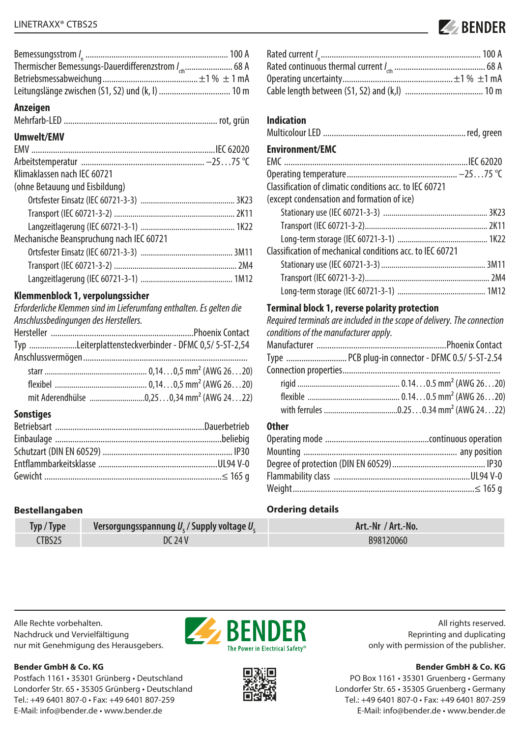Bemessungsstrom $I_n$ ........ 100 A
Thermischer Bemessungs-Dauerdifferenzstrom $I_{cth}$ ........ 68 A
Betriebsmessabweichung ........ ±1 % ± 1 mA
Leitungslänge zwischen (S1, S2) und (k, l) ........ 10 m

## Anzeigen

Mehrfarb-LED ........ rot, grün

## Umwelt/EMV

EMV ........ IEC 62020
Arbeitstemperatur ........ −25…75 °C
Klimaklassen nach IEC 60721
(ohne Betauung und Eisbildung)
- Ortsfester Einsatz (IEC 60721-3-3) ........ 3K23
- Transport (IEC 60721-3-2) ........ 2K11
- Langzeitlagerung (IEC 60721-3-1) ........ 1K22

Mechanische Beanspruchung nach IEC 60721
- Ortsfester Einsatz (IEC 60721-3-3) ........ 3M11
- Transport (IEC 60721-3-2) ........ 2M4
- Langzeitlagerung (IEC 60721-3-1) ........ 1M12

## Klemmenblock 1, verpolungssicher

*Erforderliche Klemmen sind im Lieferumfang enthalten. Es gelten die Anschlussbedingungen des Herstellers.*

Hersteller ........ Phoenix Contact
Typ ........ Leiterplattensteckverbinder - DFMC 0,5/ 5-ST-2,54
Anschlussvermögen ........
- starr ........ 0,14…0,5 mm² (AWG 26…20)
- flexibel ........ 0,14…0,5 mm² (AWG 26…20)
- mit Aderendhülse ........ 0,25…0,34 mm² (AWG 24…22)

## Sonstiges

Betriebsart ........ Dauerbetrieb
Einbaulage ........ beliebig
Schutzart (DIN EN 60529) ........ IP30
Entflammbarkeitsklasse ........ UL94 V-0
Gewicht ........ ≤ 165 g

Rated current $I_n$ ........ 100 A
Rated continuous thermal current $I_{cth}$ ........ 68 A
Operating uncertainty ........ ±1 % ±1 mA
Cable length between (S1, S2) and (k,l) ........ 10 m

## Indication

Multicolour LED ........ red, green

## Environment/EMC

EMC ........ IEC 62020
Operating temperature ........ −25…75 °C
Classification of climatic conditions acc. to IEC 60721
(except condensation and formation of ice)
- Stationary use (IEC 60721-3-3) ........ 3K23
- Transport (IEC 60721-3-2) ........ 2K11
- Long-term storage (IEC 60721-3-1) ........ 1K22

Classification of mechanical conditions acc. to IEC 60721
- Stationary use (IEC 60721-3-3) ........ 3M11
- Transport (IEC 60721-3-2) ........ 2M4
- Long-term storage (IEC 60721-3-1) ........ 1M12

## Terminal block 1, reverse polarity protection

*Required terminals are included in the scope of delivery. The connection conditions of the manufacturer apply.*

Manufacturer ........ Phoenix Contact
Type ........ PCB plug-in connector - DFMC 0.5/ 5-ST-2.54
Connection properties ........
- rigid ........ 0.14…0.5 mm² (AWG 26…20)
- flexible ........ 0.14…0.5 mm² (AWG 26…20)
- with ferrules ........ 0.25…0.34 mm² (AWG 24…22)

## Other

Operating mode ........ continuous operation
Mounting ........ any position
Degree of protection (DIN EN 60529) ........ IP30
Flammability class ........ UL94 V-0
Weight ........ ≤ 165 g

## Bestellangaben / Ordering details

| Typ / Type | Versorgungsspannung $U_s$ / Supply voltage $U_s$ | Art.-Nr / Art.-No. |
|---|---|---|
| CTBS25 | DC 24 V | B98120060 |

Alle Rechte vorbehalten.
Nachdruck und Vervielfältigung
nur mit Genehmigung des Herausgebers.

All rights reserved.
Reprinting and duplicating
only with permission of the publisher.

BENDER
The Power in Electrical Safety®

**Bender GmbH & Co. KG**
Postfach 1161 • 35301 Grünberg • Deutschland
Londorfer Str. 65 • 35305 Grünberg • Deutschland
Tel.: +49 6401 807-0 • Fax: +49 6401 807-259
E-Mail: info@bender.de • www.bender.de

**Bender GmbH & Co. KG**
PO Box 1161 • 35301 Gruenberg • Germany
Londorfer Str. 65 • 35305 Gruenberg • Germany
Tel.: +49 6401 807-0 • Fax: +49 6401 807-259
E-Mail: info@bender.de • www.bender.de